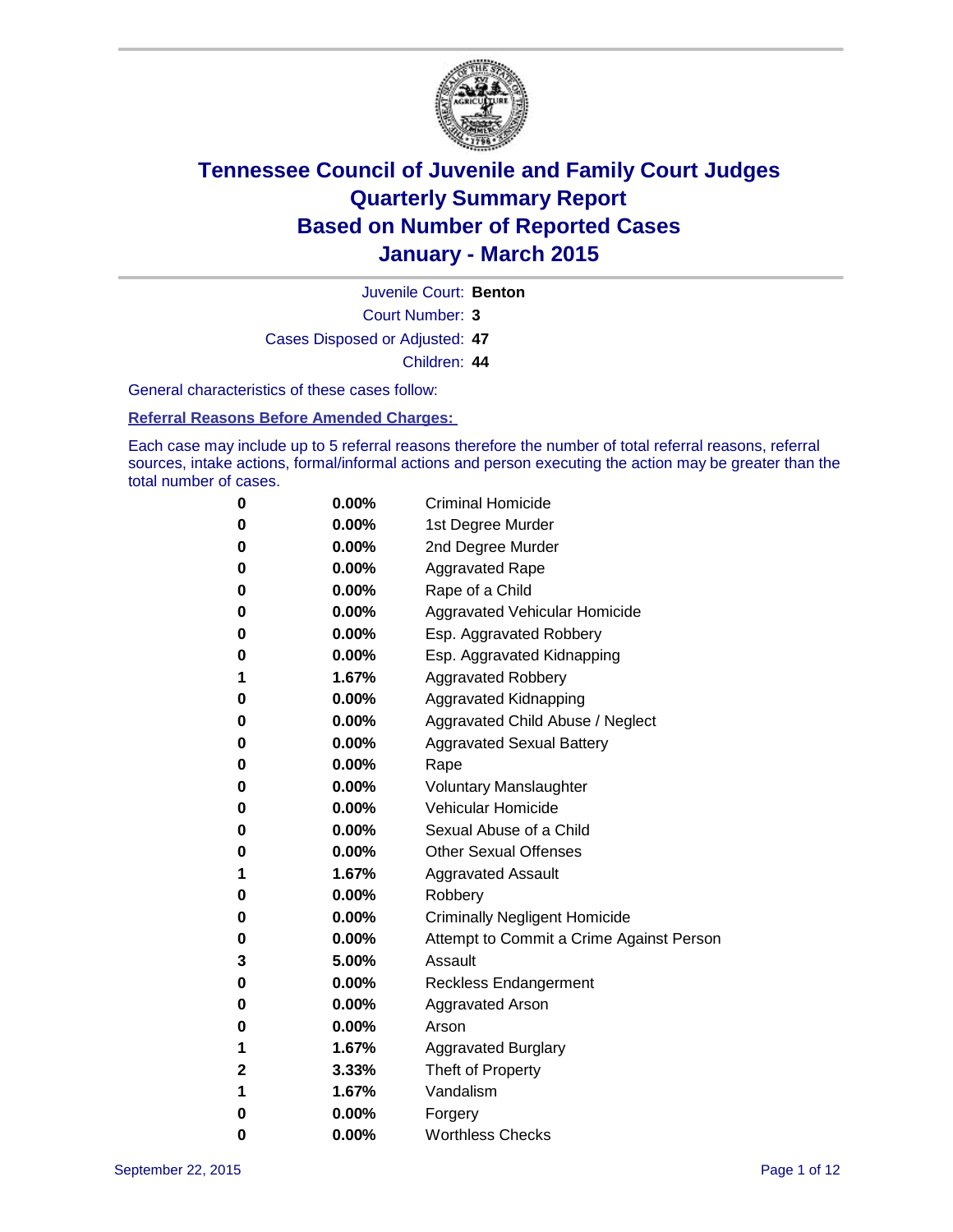# Tennessee Council of Juvenile and Family Court Judges
# Quarterly Summary Report
# Based on Number of Reported Cases
# January - March 2015

Juvenile Court: **Benton**

Court Number: **3**

Cases Disposed or Adjusted: **47**

Children: **44**

General characteristics of these cases follow:

**Referral Reasons Before Amended Charges:**

Each case may include up to 5 referral reasons therefore the number of total referral reasons, referral sources, intake actions, formal/informal actions and person executing the action may be greater than the total number of cases.

| | | |
|---|---|---|
| **0** | **0.00%** | Criminal Homicide |
| **0** | **0.00%** | 1st Degree Murder |
| **0** | **0.00%** | 2nd Degree Murder |
| **0** | **0.00%** | Aggravated Rape |
| **0** | **0.00%** | Rape of a Child |
| **0** | **0.00%** | Aggravated Vehicular Homicide |
| **0** | **0.00%** | Esp. Aggravated Robbery |
| **0** | **0.00%** | Esp. Aggravated Kidnapping |
| **1** | **1.67%** | Aggravated Robbery |
| **0** | **0.00%** | Aggravated Kidnapping |
| **0** | **0.00%** | Aggravated Child Abuse / Neglect |
| **0** | **0.00%** | Aggravated Sexual Battery |
| **0** | **0.00%** | Rape |
| **0** | **0.00%** | Voluntary Manslaughter |
| **0** | **0.00%** | Vehicular Homicide |
| **0** | **0.00%** | Sexual Abuse of a Child |
| **0** | **0.00%** | Other Sexual Offenses |
| **1** | **1.67%** | Aggravated Assault |
| **0** | **0.00%** | Robbery |
| **0** | **0.00%** | Criminally Negligent Homicide |
| **0** | **0.00%** | Attempt to Commit a Crime Against Person |
| **3** | **5.00%** | Assault |
| **0** | **0.00%** | Reckless Endangerment |
| **0** | **0.00%** | Aggravated Arson |
| **0** | **0.00%** | Arson |
| **1** | **1.67%** | Aggravated Burglary |
| **2** | **3.33%** | Theft of Property |
| **1** | **1.67%** | Vandalism |
| **0** | **0.00%** | Forgery |
| **0** | **0.00%** | Worthless Checks |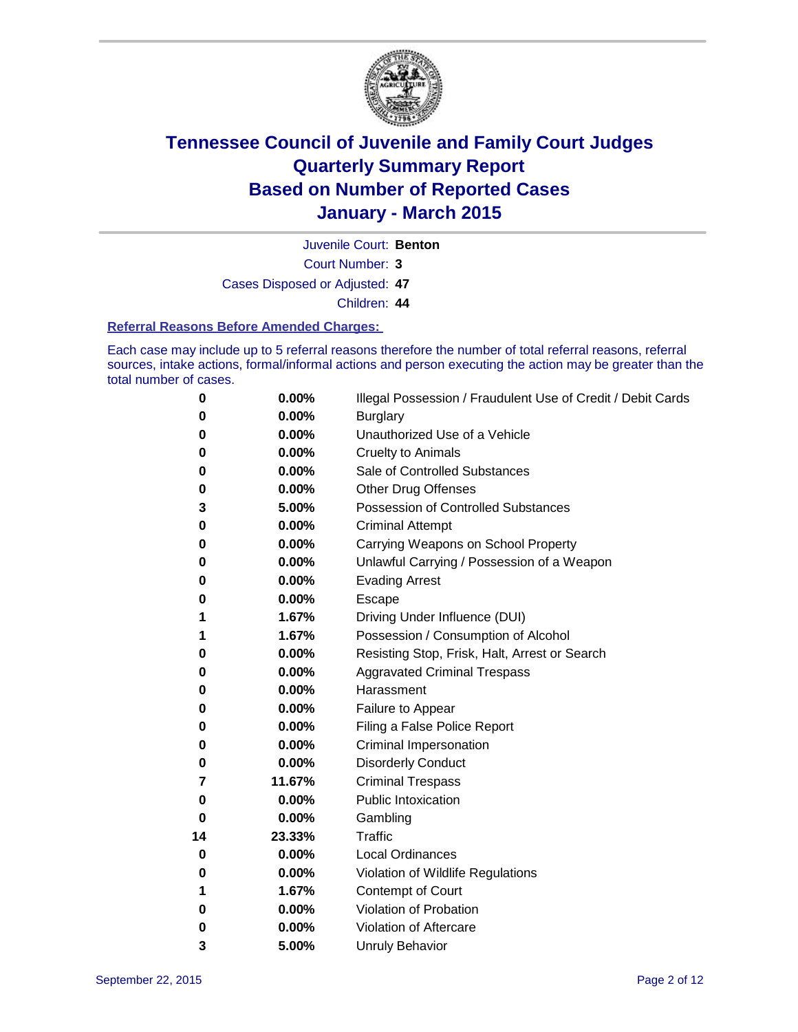# Tennessee Council of Juvenile and Family Court Judges
## Quarterly Summary Report
## Based on Number of Reported Cases
## January - March 2015

Juvenile Court: **Benton**

Court Number: **3**

Cases Disposed or Adjusted: **47**

Children: **44**

### Referral Reasons Before Amended Charges:

Each case may include up to 5 referral reasons therefore the number of total referral reasons, referral sources, intake actions, formal/informal actions and person executing the action may be greater than the total number of cases.

| Count | Percent | Referral Reason |
|---|---|---|
| 0 | 0.00% | Illegal Possession / Fraudulent Use of Credit / Debit Cards |
| 0 | 0.00% | Burglary |
| 0 | 0.00% | Unauthorized Use of a Vehicle |
| 0 | 0.00% | Cruelty to Animals |
| 0 | 0.00% | Sale of Controlled Substances |
| 0 | 0.00% | Other Drug Offenses |
| 3 | 5.00% | Possession of Controlled Substances |
| 0 | 0.00% | Criminal Attempt |
| 0 | 0.00% | Carrying Weapons on School Property |
| 0 | 0.00% | Unlawful Carrying / Possession of a Weapon |
| 0 | 0.00% | Evading Arrest |
| 0 | 0.00% | Escape |
| 1 | 1.67% | Driving Under Influence (DUI) |
| 1 | 1.67% | Possession / Consumption of Alcohol |
| 0 | 0.00% | Resisting Stop, Frisk, Halt, Arrest or Search |
| 0 | 0.00% | Aggravated Criminal Trespass |
| 0 | 0.00% | Harassment |
| 0 | 0.00% | Failure to Appear |
| 0 | 0.00% | Filing a False Police Report |
| 0 | 0.00% | Criminal Impersonation |
| 0 | 0.00% | Disorderly Conduct |
| 7 | 11.67% | Criminal Trespass |
| 0 | 0.00% | Public Intoxication |
| 0 | 0.00% | Gambling |
| 14 | 23.33% | Traffic |
| 0 | 0.00% | Local Ordinances |
| 0 | 0.00% | Violation of Wildlife Regulations |
| 1 | 1.67% | Contempt of Court |
| 0 | 0.00% | Violation of Probation |
| 0 | 0.00% | Violation of Aftercare |
| 3 | 5.00% | Unruly Behavior |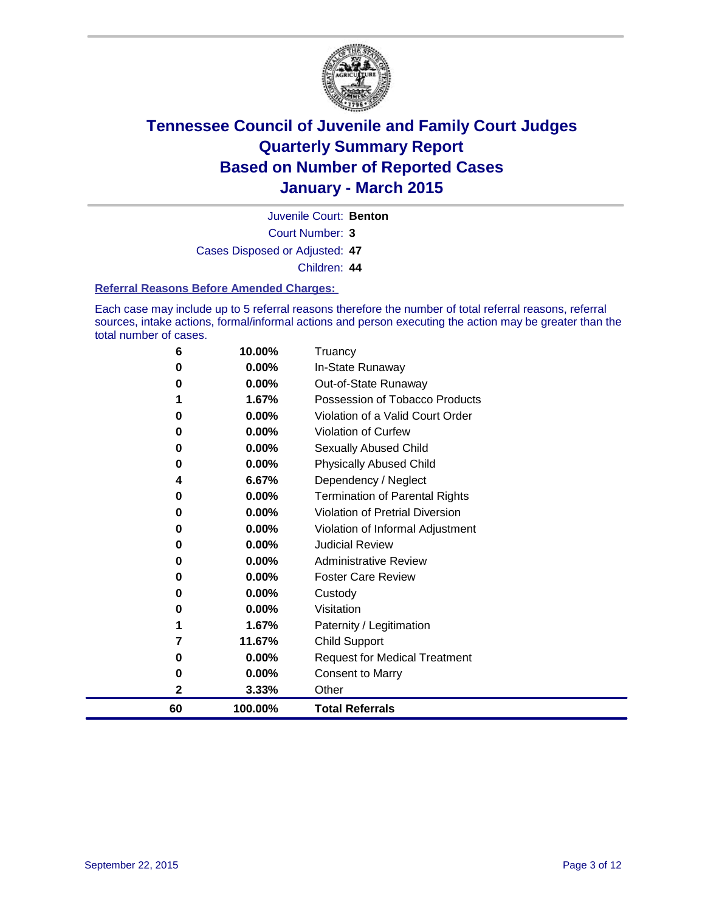# Tennessee Council of Juvenile and Family Court Judges
# Quarterly Summary Report
# Based on Number of Reported Cases
# January - March 2015

Juvenile Court: **Benton**

Court Number: **3**

Cases Disposed or Adjusted: **47**

Children: **44**

### Referral Reasons Before Amended Charges:

Each case may include up to 5 referral reasons therefore the number of total referral reasons, referral sources, intake actions, formal/informal actions and person executing the action may be greater than the total number of cases.

| Count | Percent | Referral Reason |
|---|---|---|
| 6 | 10.00% | Truancy |
| 0 | 0.00% | In-State Runaway |
| 0 | 0.00% | Out-of-State Runaway |
| 1 | 1.67% | Possession of Tobacco Products |
| 0 | 0.00% | Violation of a Valid Court Order |
| 0 | 0.00% | Violation of Curfew |
| 0 | 0.00% | Sexually Abused Child |
| 0 | 0.00% | Physically Abused Child |
| 4 | 6.67% | Dependency / Neglect |
| 0 | 0.00% | Termination of Parental Rights |
| 0 | 0.00% | Violation of Pretrial Diversion |
| 0 | 0.00% | Violation of Informal Adjustment |
| 0 | 0.00% | Judicial Review |
| 0 | 0.00% | Administrative Review |
| 0 | 0.00% | Foster Care Review |
| 0 | 0.00% | Custody |
| 0 | 0.00% | Visitation |
| 1 | 1.67% | Paternity / Legitimation |
| 7 | 11.67% | Child Support |
| 0 | 0.00% | Request for Medical Treatment |
| 0 | 0.00% | Consent to Marry |
| 2 | 3.33% | Other |
| **60** | **100.00%** | **Total Referrals** |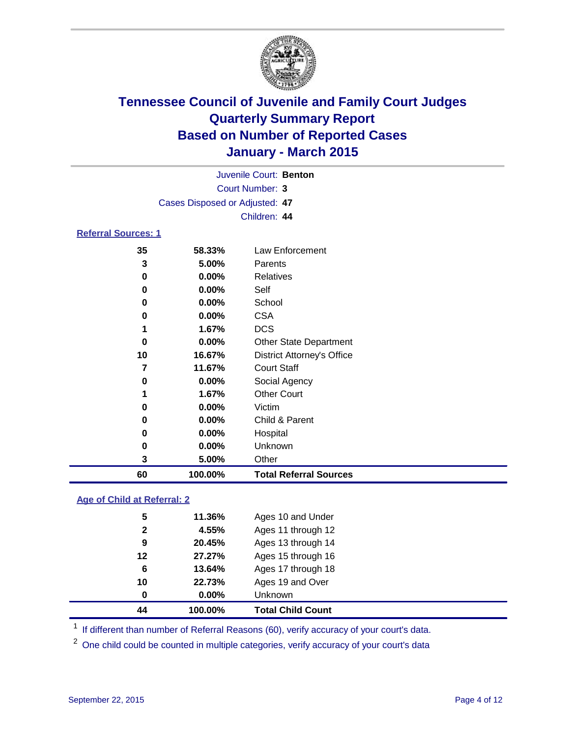# Tennessee Council of Juvenile and Family Court Judges
# Quarterly Summary Report
# Based on Number of Reported Cases
# January - March 2015

Juvenile Court: **Benton**

Court Number: **3**

Cases Disposed or Adjusted: **47**

Children: **44**

### Referral Sources: 1

| Count | Percent | Source |
|---|---|---|
| 35 | 58.33% | Law Enforcement |
| 3 | 5.00% | Parents |
| 0 | 0.00% | Relatives |
| 0 | 0.00% | Self |
| 0 | 0.00% | School |
| 0 | 0.00% | CSA |
| 1 | 1.67% | DCS |
| 0 | 0.00% | Other State Department |
| 10 | 16.67% | District Attorney's Office |
| 7 | 11.67% | Court Staff |
| 0 | 0.00% | Social Agency |
| 1 | 1.67% | Other Court |
| 0 | 0.00% | Victim |
| 0 | 0.00% | Child & Parent |
| 0 | 0.00% | Hospital |
| 0 | 0.00% | Unknown |
| 3 | 5.00% | Other |
| **60** | **100.00%** | **Total Referral Sources** |

### Age of Child at Referral: 2

| Count | Percent | Age |
|---|---|---|
| 5 | 11.36% | Ages 10 and Under |
| 2 | 4.55% | Ages 11 through 12 |
| 9 | 20.45% | Ages 13 through 14 |
| 12 | 27.27% | Ages 15 through 16 |
| 6 | 13.64% | Ages 17 through 18 |
| 10 | 22.73% | Ages 19 and Over |
| 0 | 0.00% | Unknown |
| **44** | **100.00%** | **Total Child Count** |

[1] If different than number of Referral Reasons (60), verify accuracy of your court's data.

[2] One child could be counted in multiple categories, verify accuracy of your court's data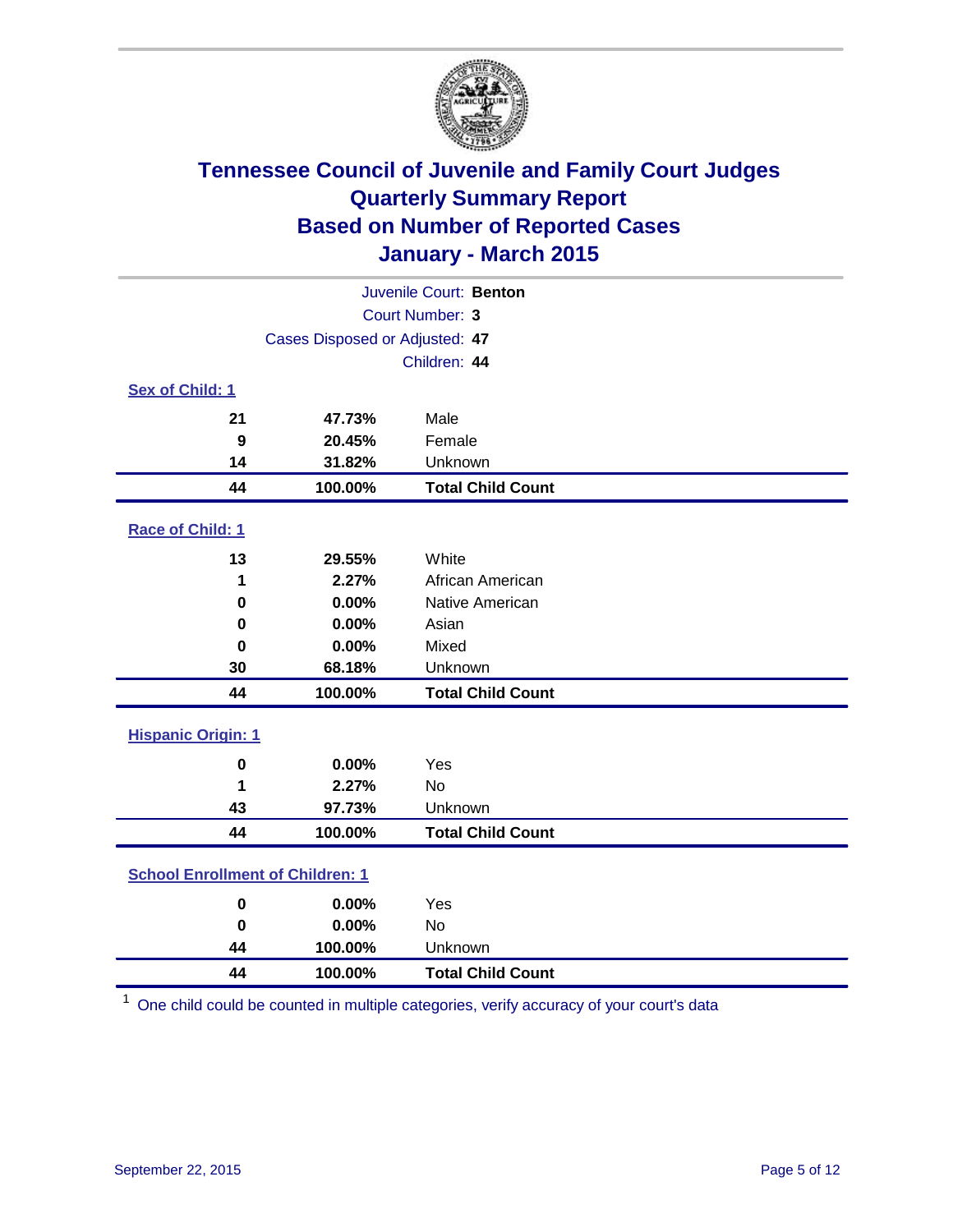# Tennessee Council of Juvenile and Family Court Judges
## Quarterly Summary Report
## Based on Number of Reported Cases
## January - March 2015

Juvenile Court: **Benton**

Court Number: **3**

Cases Disposed or Adjusted: **47**

Children: **44**

### Sex of Child: 1

| | | |
|---|---|---|
| **21** | **47.73%** | Male |
| **9** | **20.45%** | Female |
| **14** | **31.82%** | Unknown |
| **44** | **100.00%** | **Total Child Count** |

### Race of Child: 1

| | | |
|---|---|---|
| **13** | **29.55%** | White |
| **1** | **2.27%** | African American |
| **0** | **0.00%** | Native American |
| **0** | **0.00%** | Asian |
| **0** | **0.00%** | Mixed |
| **30** | **68.18%** | Unknown |
| **44** | **100.00%** | **Total Child Count** |

### Hispanic Origin: 1

| | | |
|---|---|---|
| **0** | **0.00%** | Yes |
| **1** | **2.27%** | No |
| **43** | **97.73%** | Unknown |
| **44** | **100.00%** | **Total Child Count** |

### School Enrollment of Children: 1

| | | |
|---|---|---|
| **0** | **0.00%** | Yes |
| **0** | **0.00%** | No |
| **44** | **100.00%** | Unknown |
| **44** | **100.00%** | **Total Child Count** |

[1] One child could be counted in multiple categories, verify accuracy of your court's data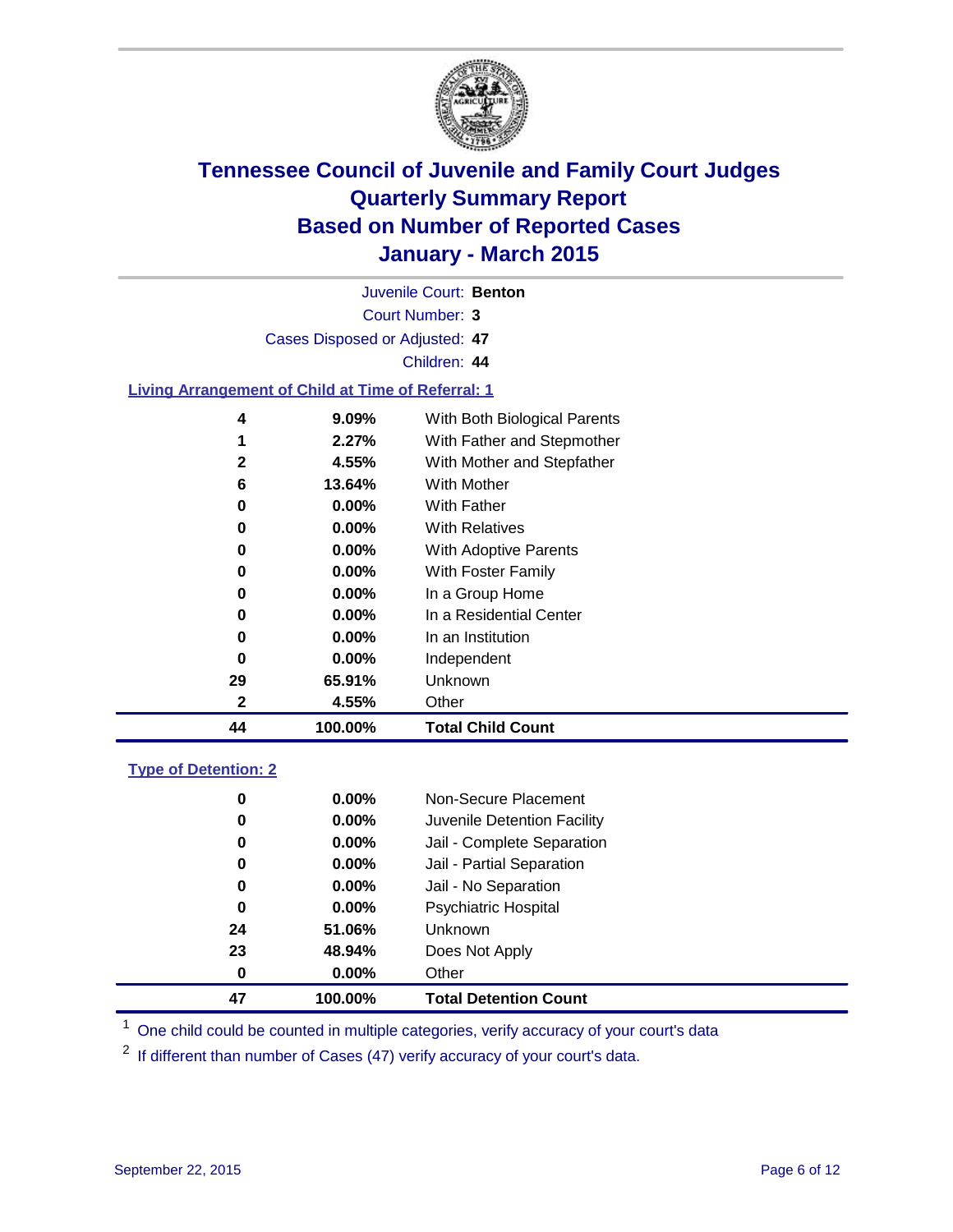# Tennessee Council of Juvenile and Family Court Judges
# Quarterly Summary Report
# Based on Number of Reported Cases
# January - March 2015

Juvenile Court: **Benton**

Court Number: **3**

Cases Disposed or Adjusted: **47**

Children: **44**

### Living Arrangement of Child at Time of Referral: 1

| Count | Percent | Living Arrangement |
|---|---|---|
| 4 | 9.09% | With Both Biological Parents |
| 1 | 2.27% | With Father and Stepmother |
| 2 | 4.55% | With Mother and Stepfather |
| 6 | 13.64% | With Mother |
| 0 | 0.00% | With Father |
| 0 | 0.00% | With Relatives |
| 0 | 0.00% | With Adoptive Parents |
| 0 | 0.00% | With Foster Family |
| 0 | 0.00% | In a Group Home |
| 0 | 0.00% | In a Residential Center |
| 0 | 0.00% | In an Institution |
| 0 | 0.00% | Independent |
| 29 | 65.91% | Unknown |
| 2 | 4.55% | Other |
| **44** | **100.00%** | **Total Child Count** |

### Type of Detention: 2

| Count | Percent | Type of Detention |
|---|---|---|
| 0 | 0.00% | Non-Secure Placement |
| 0 | 0.00% | Juvenile Detention Facility |
| 0 | 0.00% | Jail - Complete Separation |
| 0 | 0.00% | Jail - Partial Separation |
| 0 | 0.00% | Jail - No Separation |
| 0 | 0.00% | Psychiatric Hospital |
| 24 | 51.06% | Unknown |
| 23 | 48.94% | Does Not Apply |
| 0 | 0.00% | Other |
| **47** | **100.00%** | **Total Detention Count** |

[1] One child could be counted in multiple categories, verify accuracy of your court's data

[2] If different than number of Cases (47) verify accuracy of your court's data.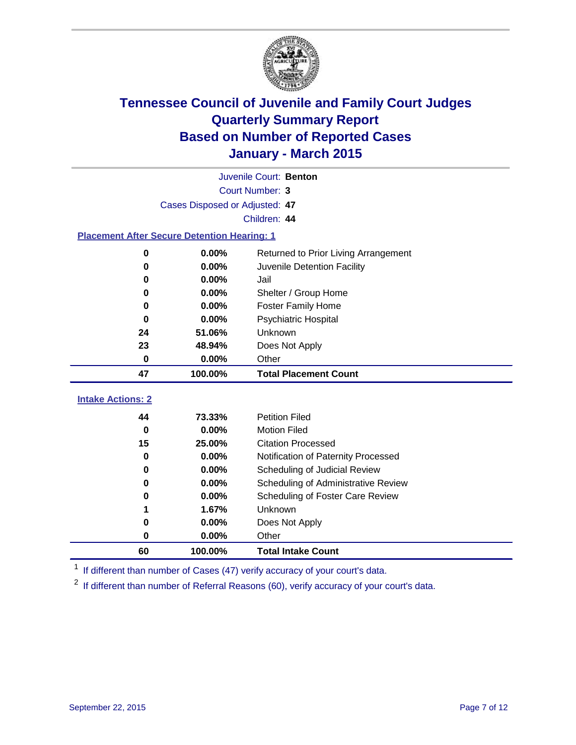# Tennessee Council of Juvenile and Family Court Judges
# Quarterly Summary Report
# Based on Number of Reported Cases
# January - March 2015

Juvenile Court: **Benton**

Court Number: **3**

Cases Disposed or Adjusted: **47**

Children: **44**

### Placement After Secure Detention Hearing: 1

| | | |
|---|---|---|
| 0 | 0.00% | Returned to Prior Living Arrangement |
| 0 | 0.00% | Juvenile Detention Facility |
| 0 | 0.00% | Jail |
| 0 | 0.00% | Shelter / Group Home |
| 0 | 0.00% | Foster Family Home |
| 0 | 0.00% | Psychiatric Hospital |
| 24 | 51.06% | Unknown |
| 23 | 48.94% | Does Not Apply |
| 0 | 0.00% | Other |
| **47** | **100.00%** | **Total Placement Count** |

### Intake Actions: 2

| | | |
|---|---|---|
| 44 | 73.33% | Petition Filed |
| 0 | 0.00% | Motion Filed |
| 15 | 25.00% | Citation Processed |
| 0 | 0.00% | Notification of Paternity Processed |
| 0 | 0.00% | Scheduling of Judicial Review |
| 0 | 0.00% | Scheduling of Administrative Review |
| 0 | 0.00% | Scheduling of Foster Care Review |
| 1 | 1.67% | Unknown |
| 0 | 0.00% | Does Not Apply |
| 0 | 0.00% | Other |
| **60** | **100.00%** | **Total Intake Count** |

[1] If different than number of Cases (47) verify accuracy of your court's data.

[2] If different than number of Referral Reasons (60), verify accuracy of your court's data.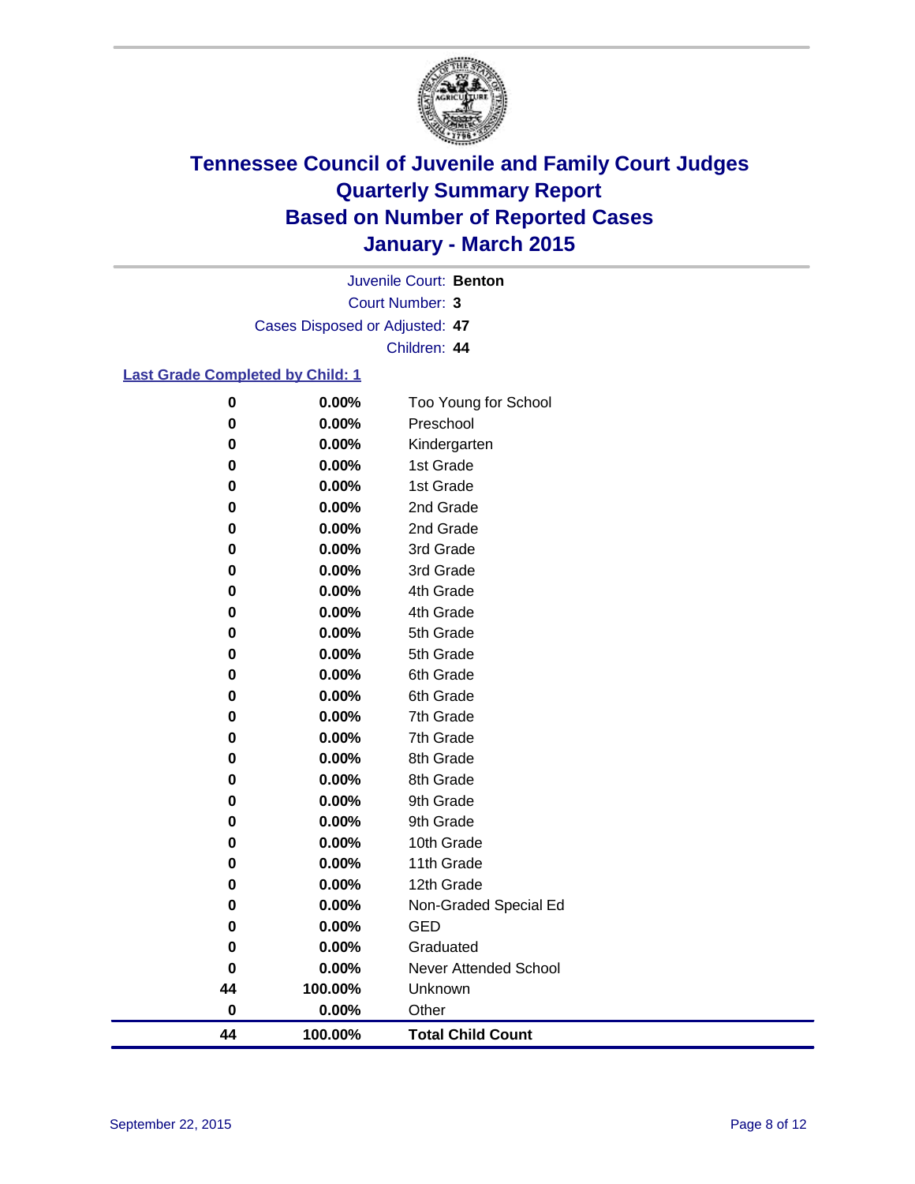# Tennessee Council of Juvenile and Family Court Judges
# Quarterly Summary Report
# Based on Number of Reported Cases
# January - March 2015

Juvenile Court: **Benton**

Court Number: **3**

Cases Disposed or Adjusted: **47**

Children: **44**

**Last Grade Completed by Child: 1**

| Count | Percent | Grade |
|---|---|---|
| 0 | 0.00% | Too Young for School |
| 0 | 0.00% | Preschool |
| 0 | 0.00% | Kindergarten |
| 0 | 0.00% | 1st Grade |
| 0 | 0.00% | 1st Grade |
| 0 | 0.00% | 2nd Grade |
| 0 | 0.00% | 2nd Grade |
| 0 | 0.00% | 3rd Grade |
| 0 | 0.00% | 3rd Grade |
| 0 | 0.00% | 4th Grade |
| 0 | 0.00% | 4th Grade |
| 0 | 0.00% | 5th Grade |
| 0 | 0.00% | 5th Grade |
| 0 | 0.00% | 6th Grade |
| 0 | 0.00% | 6th Grade |
| 0 | 0.00% | 7th Grade |
| 0 | 0.00% | 7th Grade |
| 0 | 0.00% | 8th Grade |
| 0 | 0.00% | 8th Grade |
| 0 | 0.00% | 9th Grade |
| 0 | 0.00% | 9th Grade |
| 0 | 0.00% | 10th Grade |
| 0 | 0.00% | 11th Grade |
| 0 | 0.00% | 12th Grade |
| 0 | 0.00% | Non-Graded Special Ed |
| 0 | 0.00% | GED |
| 0 | 0.00% | Graduated |
| 0 | 0.00% | Never Attended School |
| 44 | 100.00% | Unknown |
| 0 | 0.00% | Other |
| **44** | **100.00%** | **Total Child Count** |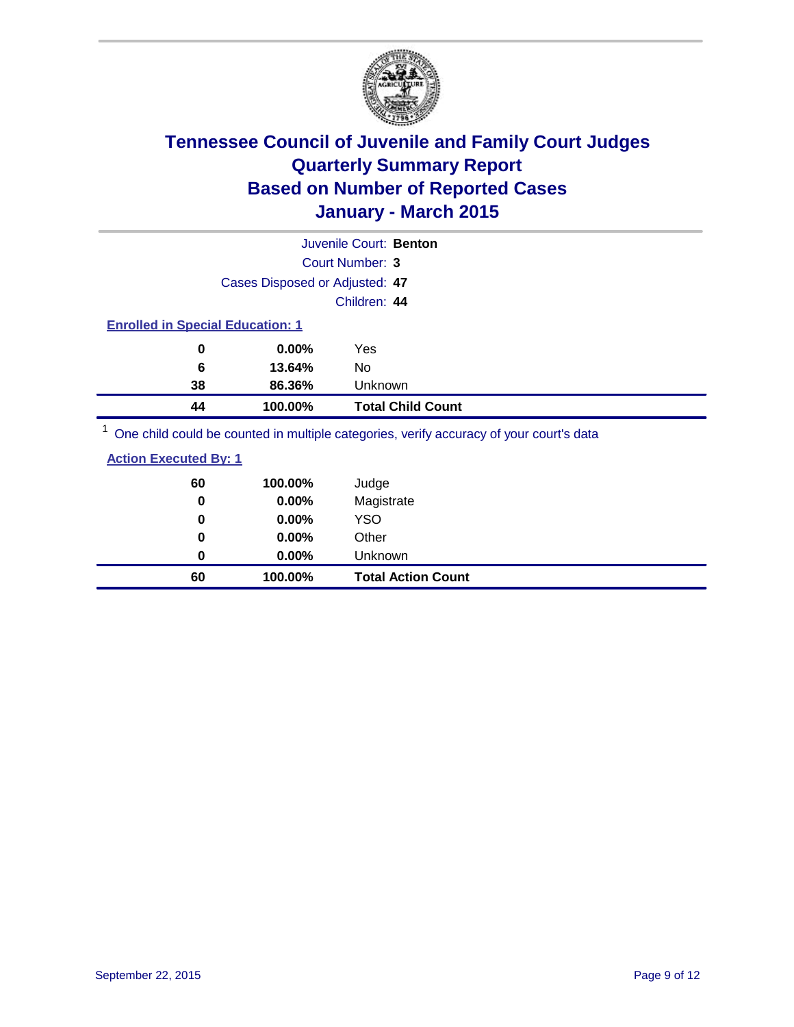# Tennessee Council of Juvenile and Family Court Judges
# Quarterly Summary Report
# Based on Number of Reported Cases
# January - March 2015

Juvenile Court: **Benton**

Court Number: **3**

Cases Disposed or Adjusted: **47**

Children: **44**

**Enrolled in Special Education: 1**

| | | |
|---|---|---|
| **0** | **0.00%** | Yes |
| **6** | **13.64%** | No |
| **38** | **86.36%** | Unknown |
| **44** | **100.00%** | **Total Child Count** |

[1] One child could be counted in multiple categories, verify accuracy of your court's data

**Action Executed By: 1**

| | | |
|---|---|---|
| **60** | **100.00%** | Judge |
| **0** | **0.00%** | Magistrate |
| **0** | **0.00%** | YSO |
| **0** | **0.00%** | Other |
| **0** | **0.00%** | Unknown |
| **60** | **100.00%** | **Total Action Count** |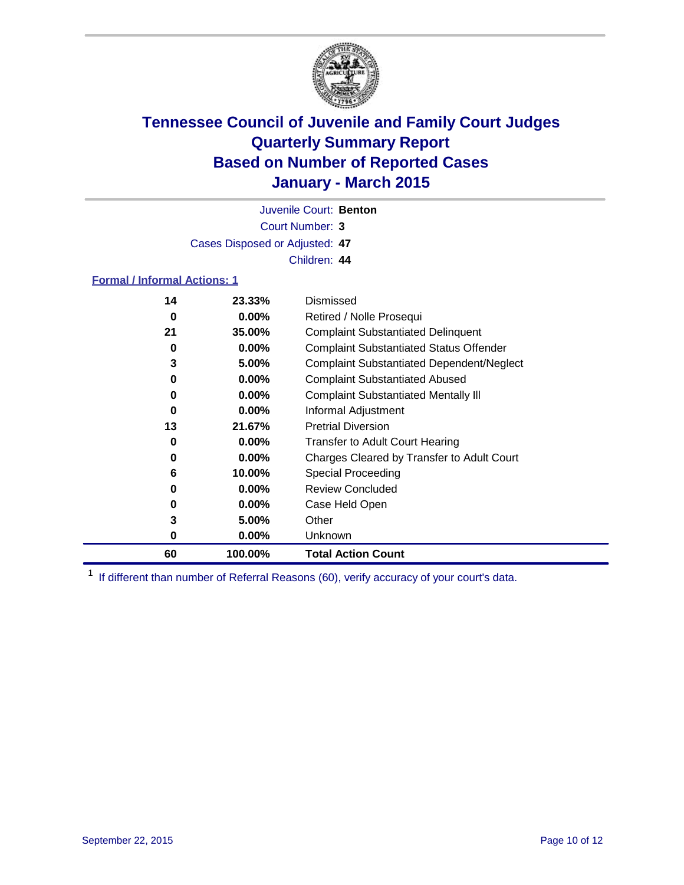# Tennessee Council of Juvenile and Family Court Judges
## Quarterly Summary Report
## Based on Number of Reported Cases
## January - March 2015

Juvenile Court: **Benton**

Court Number: **3**

Cases Disposed or Adjusted: **47**

Children: **44**

**Formal / Informal Actions: 1**

| Count | Percent | Action |
|---|---|---|
| 14 | 23.33% | Dismissed |
| 0 | 0.00% | Retired / Nolle Prosequi |
| 21 | 35.00% | Complaint Substantiated Delinquent |
| 0 | 0.00% | Complaint Substantiated Status Offender |
| 3 | 5.00% | Complaint Substantiated Dependent/Neglect |
| 0 | 0.00% | Complaint Substantiated Abused |
| 0 | 0.00% | Complaint Substantiated Mentally Ill |
| 0 | 0.00% | Informal Adjustment |
| 13 | 21.67% | Pretrial Diversion |
| 0 | 0.00% | Transfer to Adult Court Hearing |
| 0 | 0.00% | Charges Cleared by Transfer to Adult Court |
| 6 | 10.00% | Special Proceeding |
| 0 | 0.00% | Review Concluded |
| 0 | 0.00% | Case Held Open |
| 3 | 5.00% | Other |
| 0 | 0.00% | Unknown |
| **60** | **100.00%** | **Total Action Count** |

[1] If different than number of Referral Reasons (60), verify accuracy of your court's data.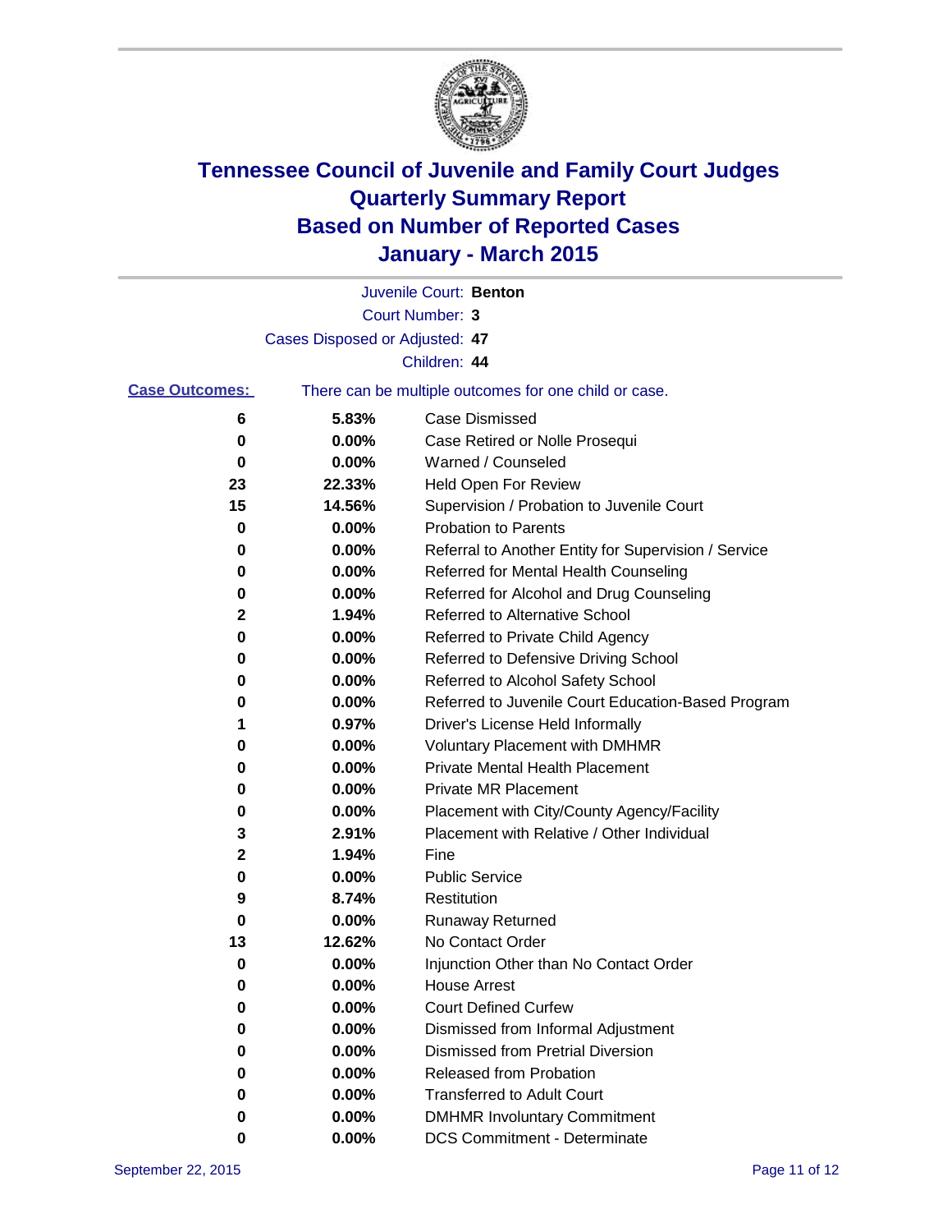# Tennessee Council of Juvenile and Family Court Judges
## Quarterly Summary Report
## Based on Number of Reported Cases
## January - March 2015

Juvenile Court: **Benton**

Court Number: **3**

Cases Disposed or Adjusted: **47**

Children: **44**

**Case Outcomes:** There can be multiple outcomes for one child or case.

| Count | Percent | Outcome |
|---|---|---|
| 6 | 5.83% | Case Dismissed |
| 0 | 0.00% | Case Retired or Nolle Prosequi |
| 0 | 0.00% | Warned / Counseled |
| 23 | 22.33% | Held Open For Review |
| 15 | 14.56% | Supervision / Probation to Juvenile Court |
| 0 | 0.00% | Probation to Parents |
| 0 | 0.00% | Referral to Another Entity for Supervision / Service |
| 0 | 0.00% | Referred for Mental Health Counseling |
| 0 | 0.00% | Referred for Alcohol and Drug Counseling |
| 2 | 1.94% | Referred to Alternative School |
| 0 | 0.00% | Referred to Private Child Agency |
| 0 | 0.00% | Referred to Defensive Driving School |
| 0 | 0.00% | Referred to Alcohol Safety School |
| 0 | 0.00% | Referred to Juvenile Court Education-Based Program |
| 1 | 0.97% | Driver's License Held Informally |
| 0 | 0.00% | Voluntary Placement with DMHMR |
| 0 | 0.00% | Private Mental Health Placement |
| 0 | 0.00% | Private MR Placement |
| 0 | 0.00% | Placement with City/County Agency/Facility |
| 3 | 2.91% | Placement with Relative / Other Individual |
| 2 | 1.94% | Fine |
| 0 | 0.00% | Public Service |
| 9 | 8.74% | Restitution |
| 0 | 0.00% | Runaway Returned |
| 13 | 12.62% | No Contact Order |
| 0 | 0.00% | Injunction Other than No Contact Order |
| 0 | 0.00% | House Arrest |
| 0 | 0.00% | Court Defined Curfew |
| 0 | 0.00% | Dismissed from Informal Adjustment |
| 0 | 0.00% | Dismissed from Pretrial Diversion |
| 0 | 0.00% | Released from Probation |
| 0 | 0.00% | Transferred to Adult Court |
| 0 | 0.00% | DMHMR Involuntary Commitment |
| 0 | 0.00% | DCS Commitment - Determinate |

September 22, 2015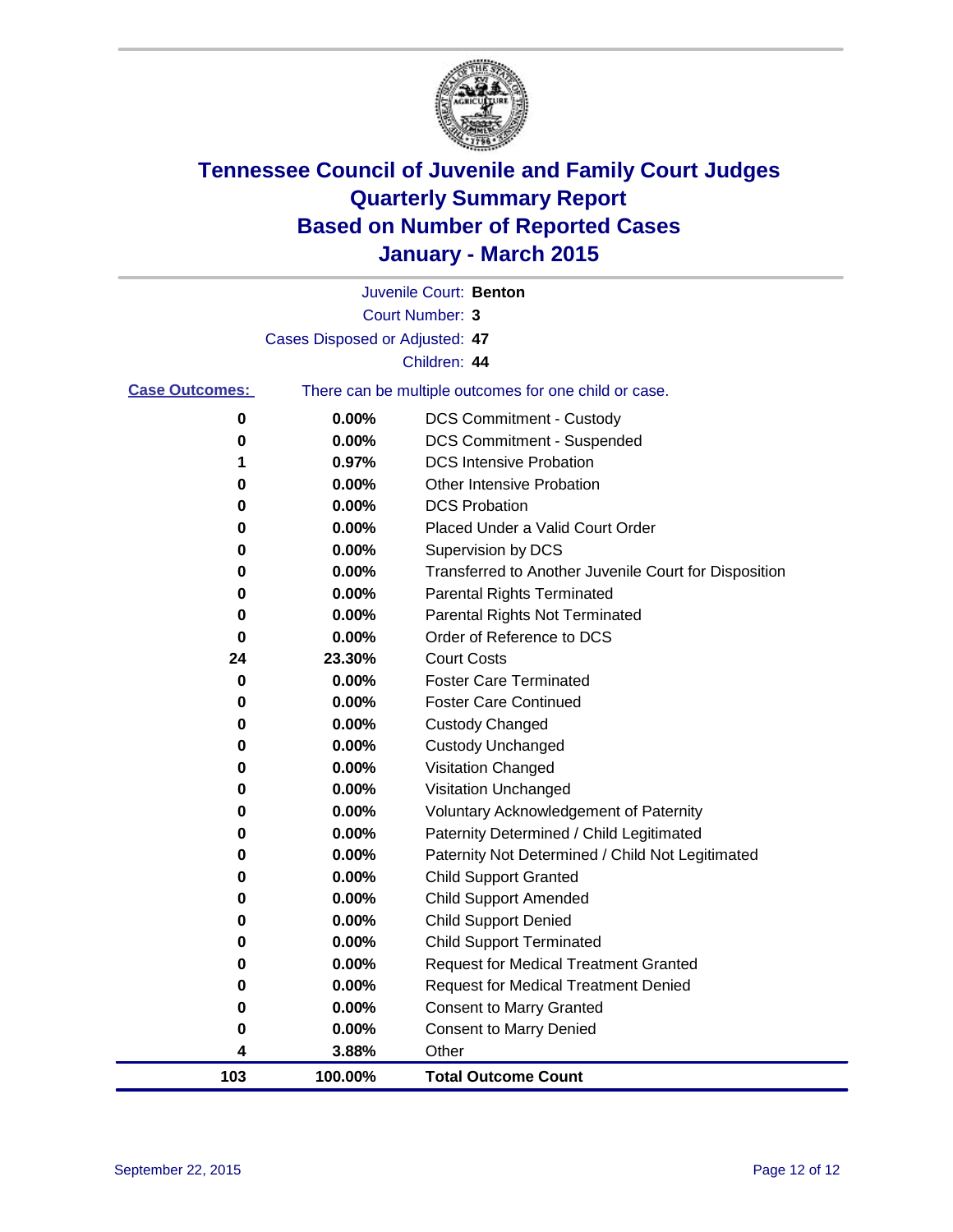# Tennessee Council of Juvenile and Family Court Judges
# Quarterly Summary Report
# Based on Number of Reported Cases
# January - March 2015

Juvenile Court: **Benton**

Court Number: **3**

Cases Disposed or Adjusted: **47**

Children: **44**

**Case Outcomes:** There can be multiple outcomes for one child or case.

| | | |
|---|---|---|
| 0 | 0.00% | DCS Commitment - Custody |
| 0 | 0.00% | DCS Commitment - Suspended |
| 1 | 0.97% | DCS Intensive Probation |
| 0 | 0.00% | Other Intensive Probation |
| 0 | 0.00% | DCS Probation |
| 0 | 0.00% | Placed Under a Valid Court Order |
| 0 | 0.00% | Supervision by DCS |
| 0 | 0.00% | Transferred to Another Juvenile Court for Disposition |
| 0 | 0.00% | Parental Rights Terminated |
| 0 | 0.00% | Parental Rights Not Terminated |
| 0 | 0.00% | Order of Reference to DCS |
| 24 | 23.30% | Court Costs |
| 0 | 0.00% | Foster Care Terminated |
| 0 | 0.00% | Foster Care Continued |
| 0 | 0.00% | Custody Changed |
| 0 | 0.00% | Custody Unchanged |
| 0 | 0.00% | Visitation Changed |
| 0 | 0.00% | Visitation Unchanged |
| 0 | 0.00% | Voluntary Acknowledgement of Paternity |
| 0 | 0.00% | Paternity Determined / Child Legitimated |
| 0 | 0.00% | Paternity Not Determined / Child Not Legitimated |
| 0 | 0.00% | Child Support Granted |
| 0 | 0.00% | Child Support Amended |
| 0 | 0.00% | Child Support Denied |
| 0 | 0.00% | Child Support Terminated |
| 0 | 0.00% | Request for Medical Treatment Granted |
| 0 | 0.00% | Request for Medical Treatment Denied |
| 0 | 0.00% | Consent to Marry Granted |
| 0 | 0.00% | Consent to Marry Denied |
| 4 | 3.88% | Other |
| **103** | **100.00%** | **Total Outcome Count** |

September 22, 2015